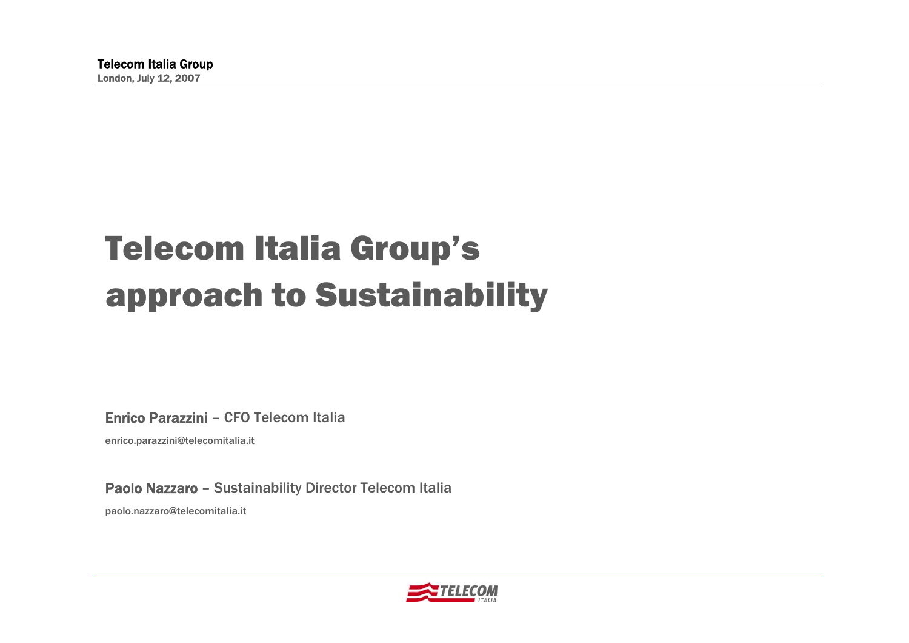**Telecom Italia Group**
**London, July 12, 2007**

# Telecom Italia Group's approach to Sustainability

**Enrico Parazzini** – CFO Telecom Italia

enrico.parazzini@telecomitalia.it

**Paolo Nazzaro** – Sustainability Director Telecom Italia

paolo.nazzaro@telecomitalia.it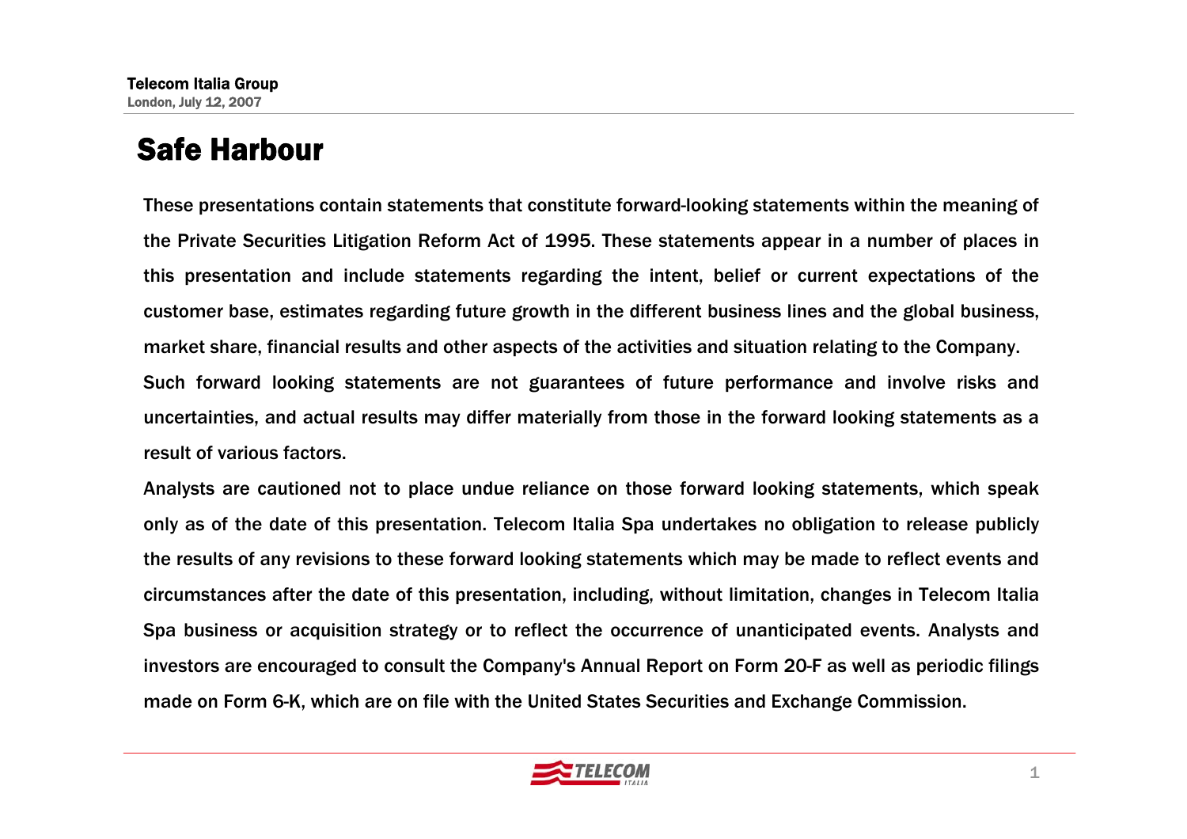# Safe Harbour

These presentations contain statements that constitute forward-looking statements within the meaning of the Private Securities Litigation Reform Act of 1995. These statements appear in a number of places in this presentation and include statements regarding the intent, belief or current expectations of the customer base, estimates regarding future growth in the different business lines and the global business, market share, financial results and other aspects of the activities and situation relating to the Company.

Such forward looking statements are not guarantees of future performance and involve risks and uncertainties, and actual results may differ materially from those in the forward looking statements as a result of various factors.

Analysts are cautioned not to place undue reliance on those forward looking statements, which speak only as of the date of this presentation. Telecom Italia Spa undertakes no obligation to release publicly the results of any revisions to these forward looking statements which may be made to reflect events and circumstances after the date of this presentation, including, without limitation, changes in Telecom Italia Spa business or acquisition strategy or to reflect the occurrence of unanticipated events. Analysts and investors are encouraged to consult the Company's Annual Report on Form 20-F as well as periodic filings made on Form 6-K, which are on file with the United States Securities and Exchange Commission.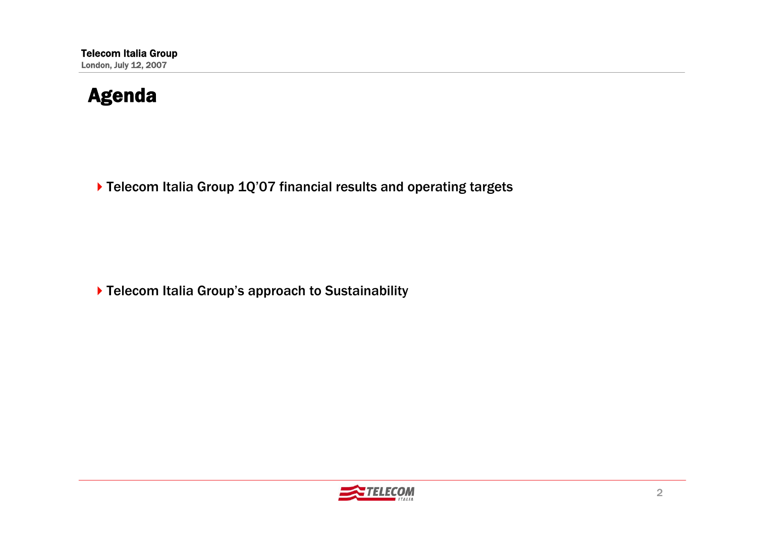# Agenda

- Telecom Italia Group 1Q’07 financial results and operating targets

- Telecom Italia Group’s approach to Sustainability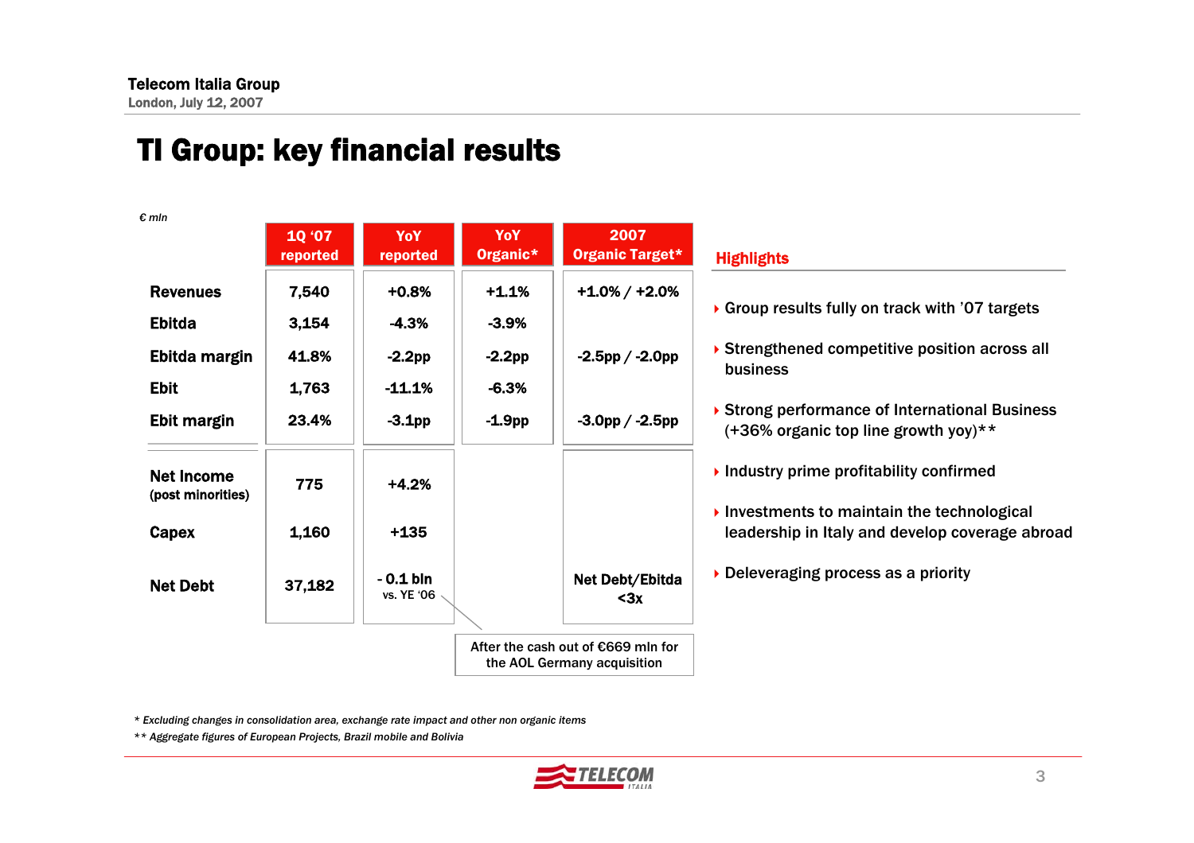# TI Group: key financial results

*€ mln*

| | 1Q '07 reported | YoY reported | YoY Organic* | 2007 Organic Target* |
|---|---|---|---|---|
| **Revenues** | 7,540 | +0.8% | +1.1% | +1.0% / +2.0% |
| **Ebitda** | 3,154 | -4.3% | -3.9% | |
| **Ebitda margin** | 41.8% | -2.2pp | -2.2pp | -2.5pp / -2.0pp |
| **Ebit** | 1,763 | -11.1% | -6.3% | |
| **Ebit margin** | 23.4% | -3.1pp | -1.9pp | -3.0pp / -2.5pp |
| **Net Income** (post minorities) | 775 | +4.2% | | |
| **Capex** | 1,160 | +135 | | |
| **Net Debt** | 37,182 | - 0.1 bln vs. YE '06 | | Net Debt/Ebitda <3x |

After the cash out of €669 mln for the AOL Germany acquisition

## Highlights

- Group results fully on track with '07 targets
- Strengthened competitive position across all business
- Strong performance of International Business (+36% organic top line growth yoy)**
- Industry prime profitability confirmed
- Investments to maintain the technological leadership in Italy and develop coverage abroad
- Deleveraging process as a priority

*\* Excluding changes in consolidation area, exchange rate impact and other non organic items*

*\*\* Aggregate figures of European Projects, Brazil mobile and Bolivia*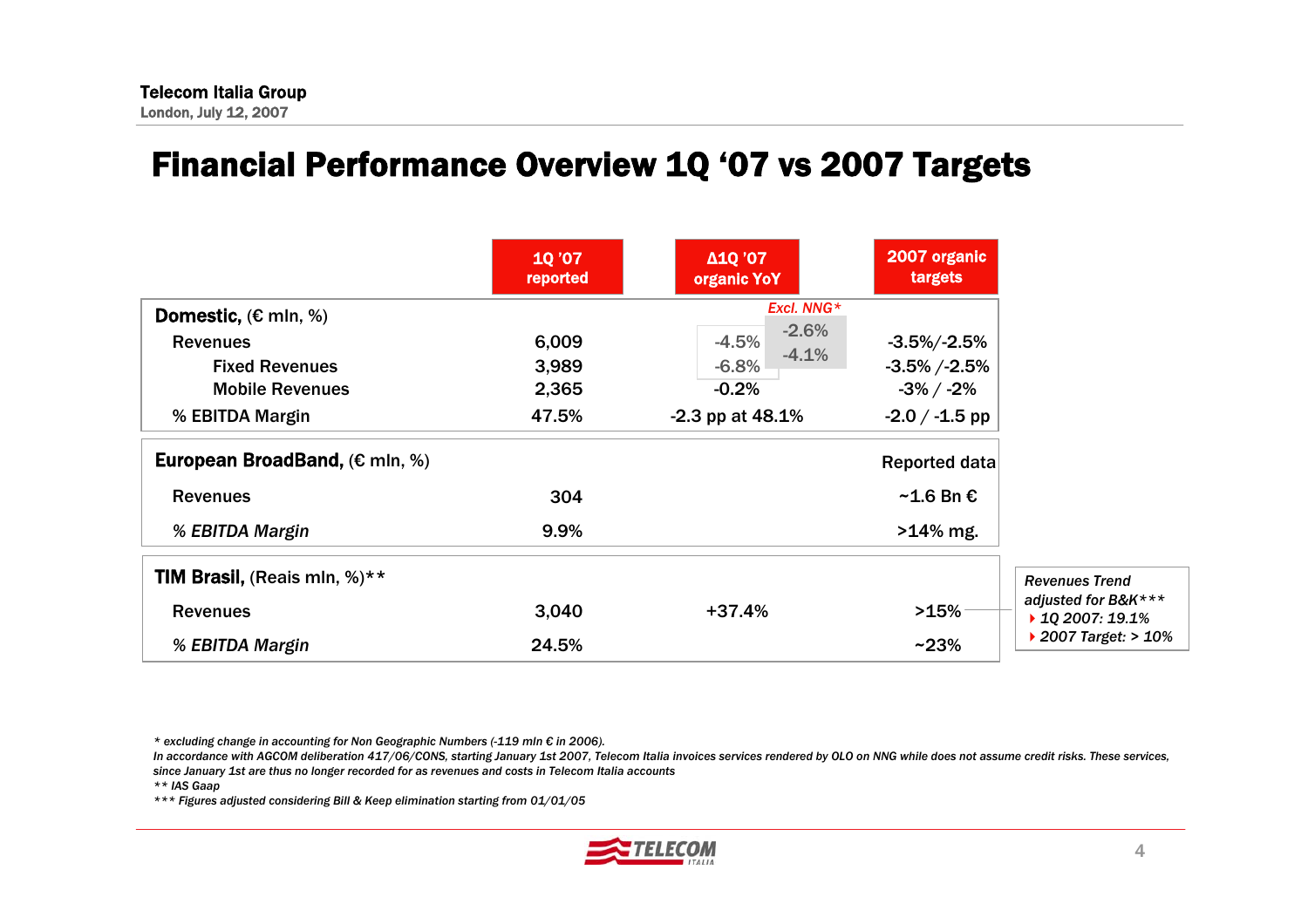# Financial Performance Overview 1Q '07 vs 2007 Targets

| | 1Q '07 reported | Δ1Q '07 organic YoY | Excl. NNG* | 2007 organic targets |
|---|---|---|---|---|
| **Domestic,** (€ mln, %) | | | | |
| Revenues | 6,009 | -4.5% | -2.6% | -3.5%/-2.5% |
| Fixed Revenues | 3,989 | -6.8% | -4.1% | -3.5% /-2.5% |
| Mobile Revenues | 2,365 | -0.2% | | -3% / -2% |
| % EBITDA Margin | 47.5% | -2.3 pp at 48.1% | | -2.0 / -1.5 pp |
| **European BroadBand,** (€ mln, %) | | | | Reported data |
| Revenues | 304 | | | ~1.6 Bn € |
| *% EBITDA Margin* | 9.9% | | | >14% mg. |
| **TIM Brasil,** (Reais mln, %)** | | | | |
| Revenues | 3,040 | +37.4% | | >15% |
| *% EBITDA Margin* | 24.5% | | | ~23% |

*Revenues Trend adjusted for B&K****
- *1Q 2007: 19.1%*
- *2007 Target: > 10%*

*\* excluding change in accounting for Non Geographic Numbers (-119 mln € in 2006).*
*In accordance with AGCOM deliberation 417/06/CONS, starting January 1st 2007, Telecom Italia invoices services rendered by OLO on NNG while does not assume credit risks. These services, since January 1st are thus no longer recorded for as revenues and costs in Telecom Italia accounts*

*\*\* IAS Gaap*

*\*\*\* Figures adjusted considering Bill & Keep elimination starting from 01/01/05*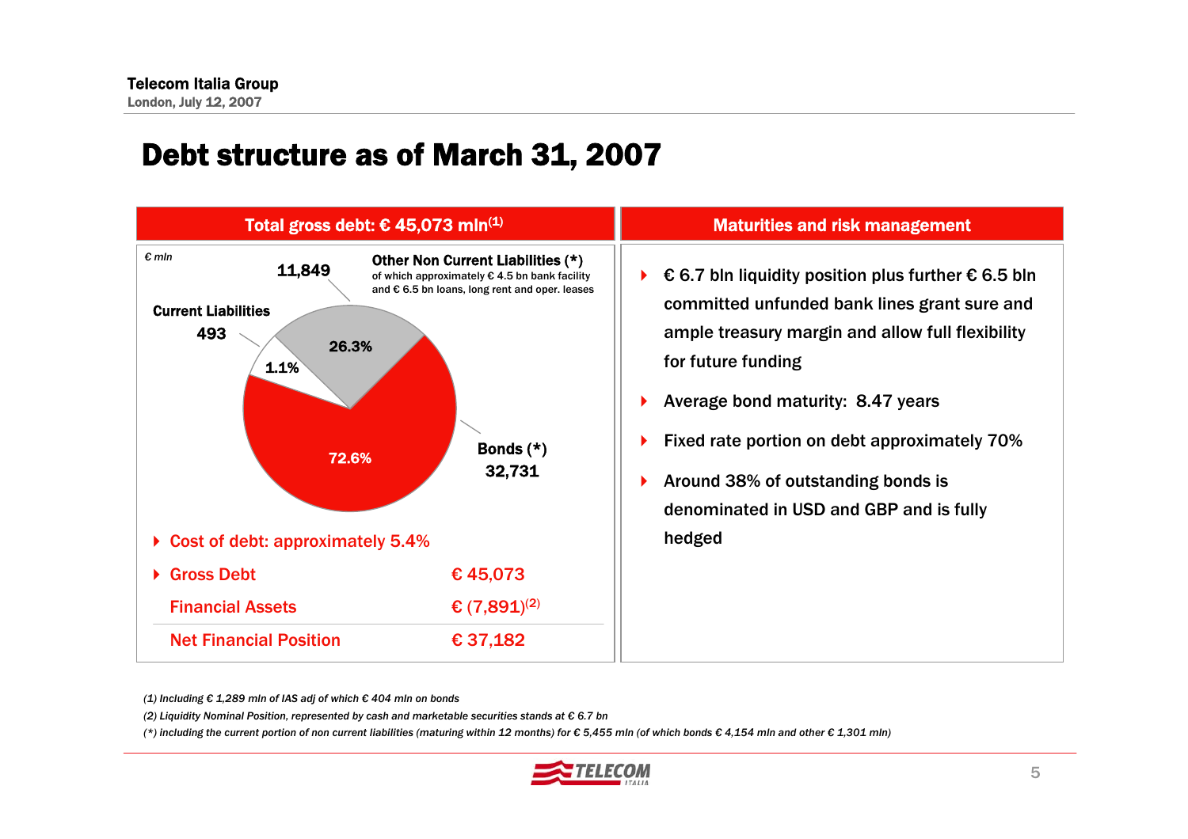# Debt structure as of March 31, 2007

## Total gross debt: € 45,073 mln[(1)]

*€ mln*

| Component | € mln | % |
|---|---|---|
| Other Non Current Liabilities (*) – of which approximately € 4.5 bn bank facility and € 6.5 bn loans, long rent and oper. leases | 11,849 | 26.3% |
| Current Liabilities | 493 | 1.1% |
| Bonds (*) | 32,731 | 72.6% |

- Cost of debt: approximately 5.4%

| | |
|---|---|
| Gross Debt | € 45,073 |
| Financial Assets | € (7,891)[(2)] |
| Net Financial Position | € 37,182 |

## Maturities and risk management

- € 6.7 bln liquidity position plus further € 6.5 bln committed unfunded bank lines grant sure and ample treasury margin and allow full flexibility for future funding
- Average bond maturity: 8.47 years
- Fixed rate portion on debt approximately 70%
- Around 38% of outstanding bonds is denominated in USD and GBP and is fully hedged

*(1) Including € 1,289 mln of IAS adj of which € 404 mln on bonds*

*(2) Liquidity Nominal Position, represented by cash and marketable securities stands at € 6.7 bn*

*(*) including the current portion of non current liabilities (maturing within 12 months) for € 5,455 mln (of which bonds € 4,154 mln and other € 1,301 mln)*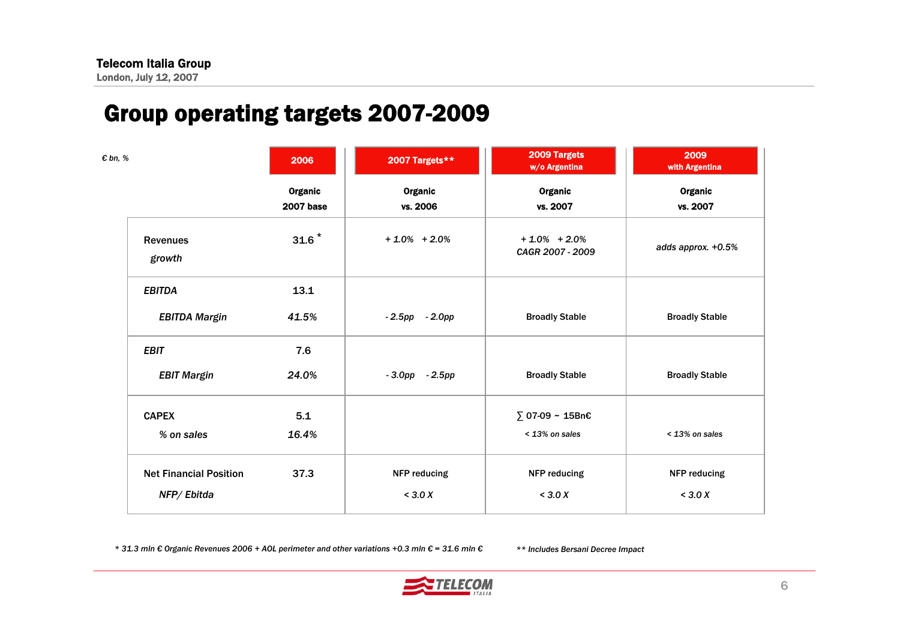# Group operating targets 2007-2009

| € bn, % | 2006 | 2007 Targets** | 2009 Targets w/o Argentina | 2009 with Argentina |
|---|---|---|---|---|
| | Organic 2007 base | Organic vs. 2006 | Organic vs. 2007 | Organic vs. 2007 |
| Revenues *growth* | 31.6 * | *+ 1.0%  + 2.0%* | *+ 1.0%  + 2.0% CAGR 2007 - 2009* | *adds approx. +0.5%* |
| *EBITDA* | 13.1 | | | |
| *EBITDA Margin* | *41.5%* | *- 2.5pp  - 2.0pp* | Broadly Stable | Broadly Stable |
| *EBIT* | 7.6 | | | |
| *EBIT Margin* | *24.0%* | *- 3.0pp  - 2.5pp* | Broadly Stable | Broadly Stable |
| CAPEX | 5.1 | | ∑ 07-09 ~ 15Bn€ | |
| *% on sales* | *16.4%* | | *< 13% on sales* | *< 13% on sales* |
| Net Financial Position | 37.3 | NFP reducing | NFP reducing | NFP reducing |
| *NFP/ Ebitda* | | *< 3.0 X* | *< 3.0 X* | *< 3.0 X* |

*\* 31.3 mln € Organic Revenues 2006 + AOL perimeter and other variations +0.3 mln € = 31.6 mln €*

*** Includes Bersani Decree Impact*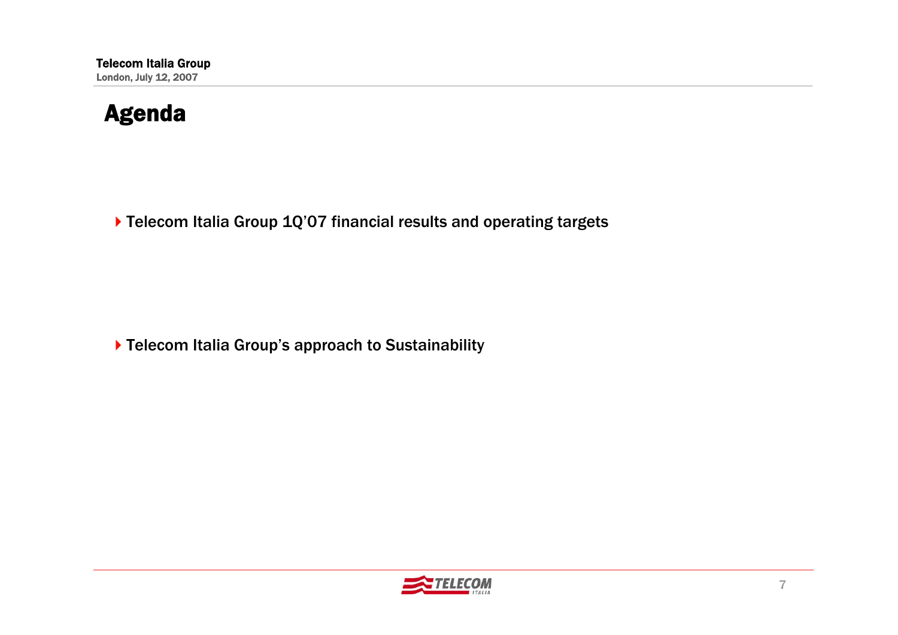# Agenda

- Telecom Italia Group 1Q'07 financial results and operating targets

- Telecom Italia Group's approach to Sustainability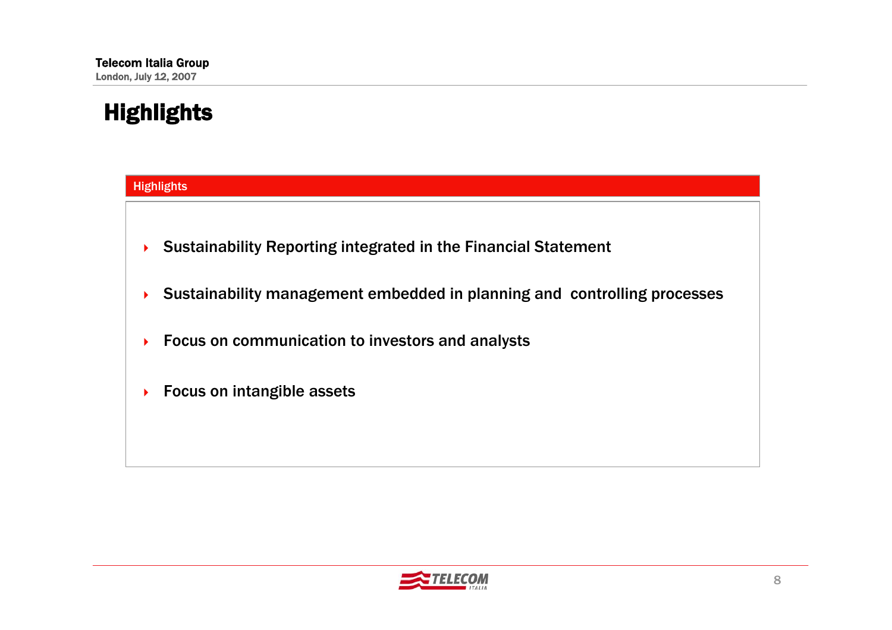# Highlights

## Highlights

- Sustainability Reporting integrated in the Financial Statement
- Sustainability management embedded in planning and controlling processes
- Focus on communication to investors and analysts
- Focus on intangible assets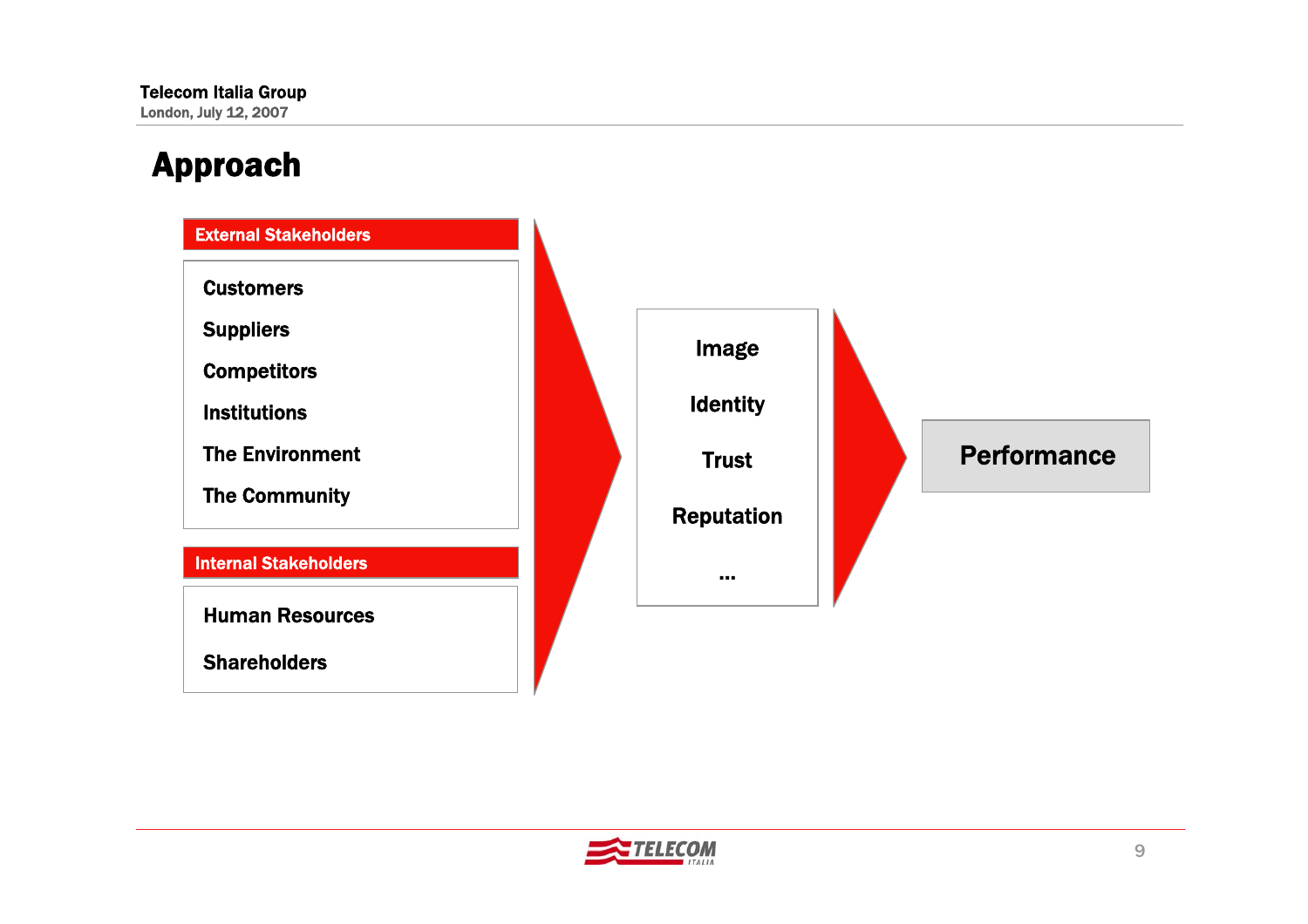# Approach

**External Stakeholders**

- Customers
- Suppliers
- Competitors
- Institutions
- The Environment
- The Community

**Internal Stakeholders**

- Human Resources
- Shareholders

→

Image

Identity

Trust

Reputation

...

→

**Performance**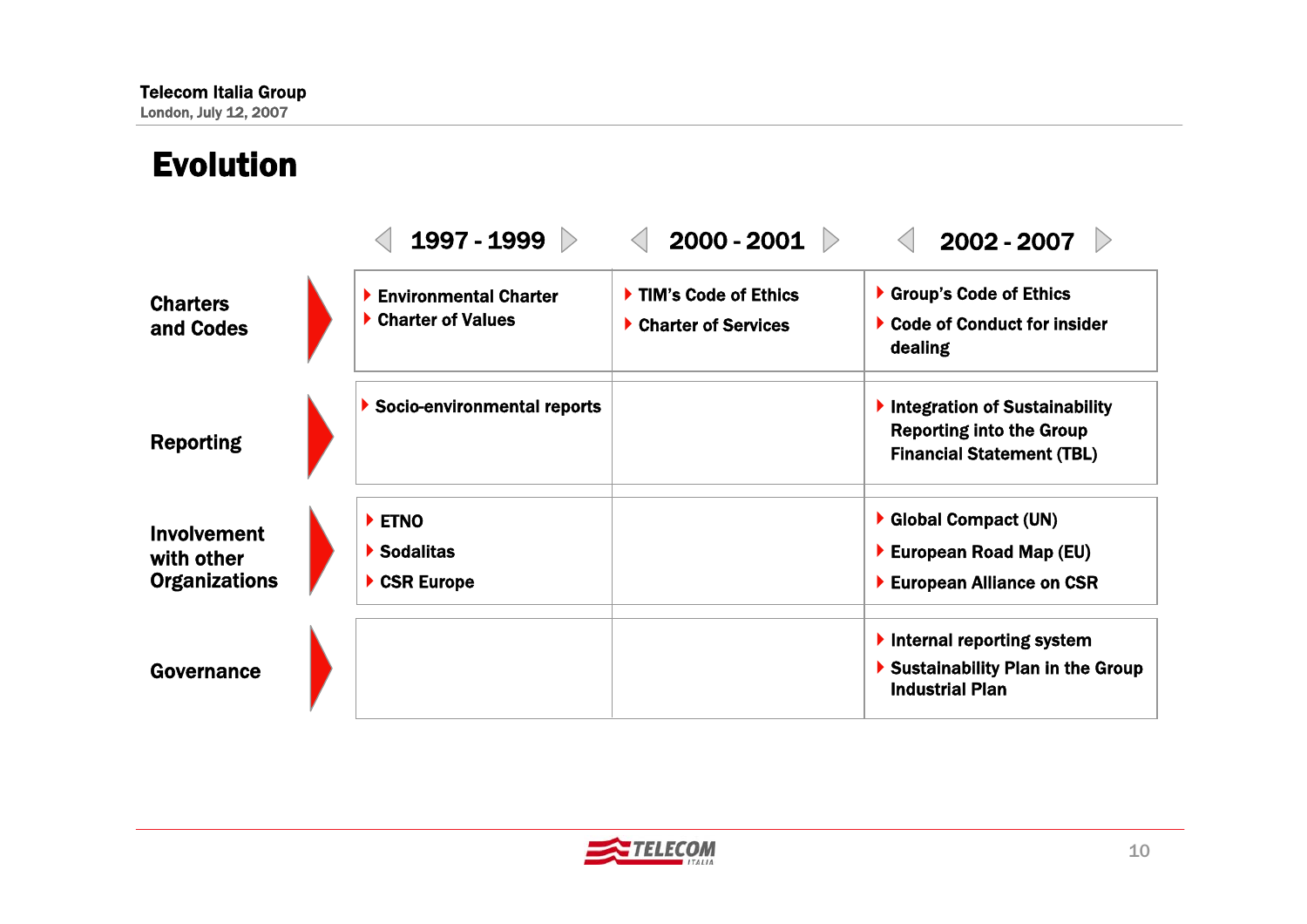# Evolution

| | 1997 - 1999 | 2000 - 2001 | 2002 - 2007 |
|---|---|---|---|
| **Charters and Codes** | Environmental Charter<br>Charter of Values | TIM's Code of Ethics<br>Charter of Services | Group's Code of Ethics<br>Code of Conduct for insider dealing |
| **Reporting** | Socio-environmental reports | | Integration of Sustainability Reporting into the Group Financial Statement (TBL) |
| **Involvement with other Organizations** | ETNO<br>Sodalitas<br>CSR Europe | | Global Compact (UN)<br>European Road Map (EU)<br>European Alliance on CSR |
| **Governance** | | | Internal reporting system<br>Sustainability Plan in the Group Industrial Plan |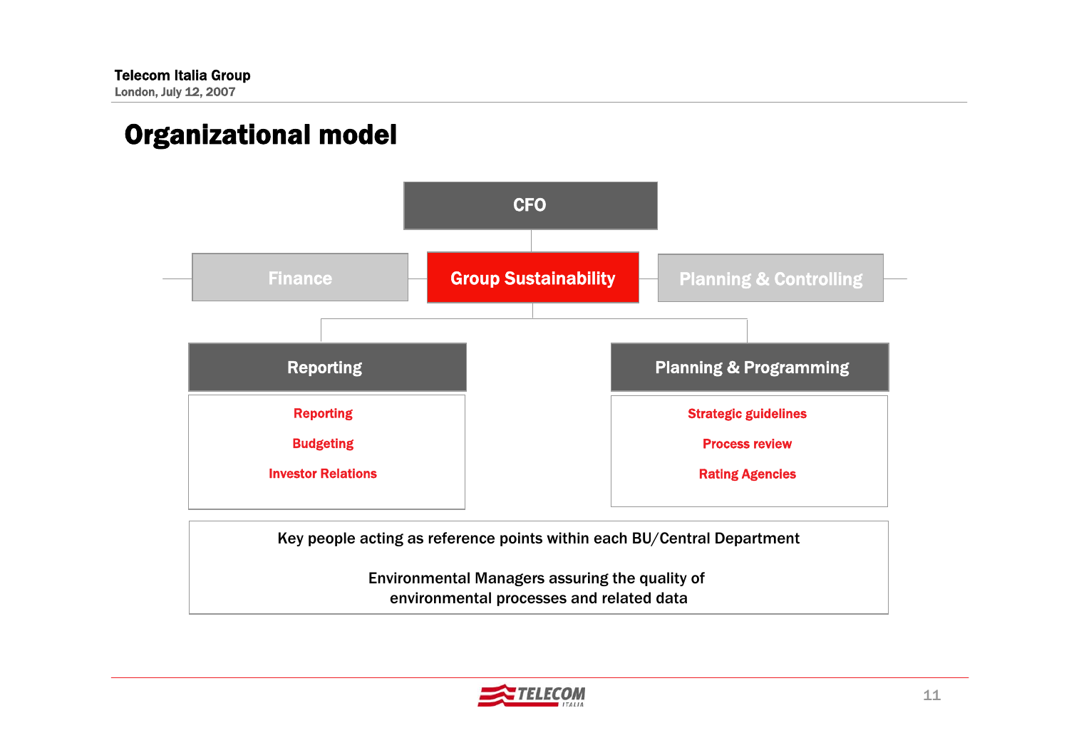# Organizational model

**CFO**

**Finance** | **Group Sustainability** | **Planning & Controlling**

**Reporting**
- Reporting
- Budgeting
- Investor Relations

**Planning & Programming**
- Strategic guidelines
- Process review
- Rating Agencies

Key people acting as reference points within each BU/Central Department

Environmental Managers assuring the quality of environmental processes and related data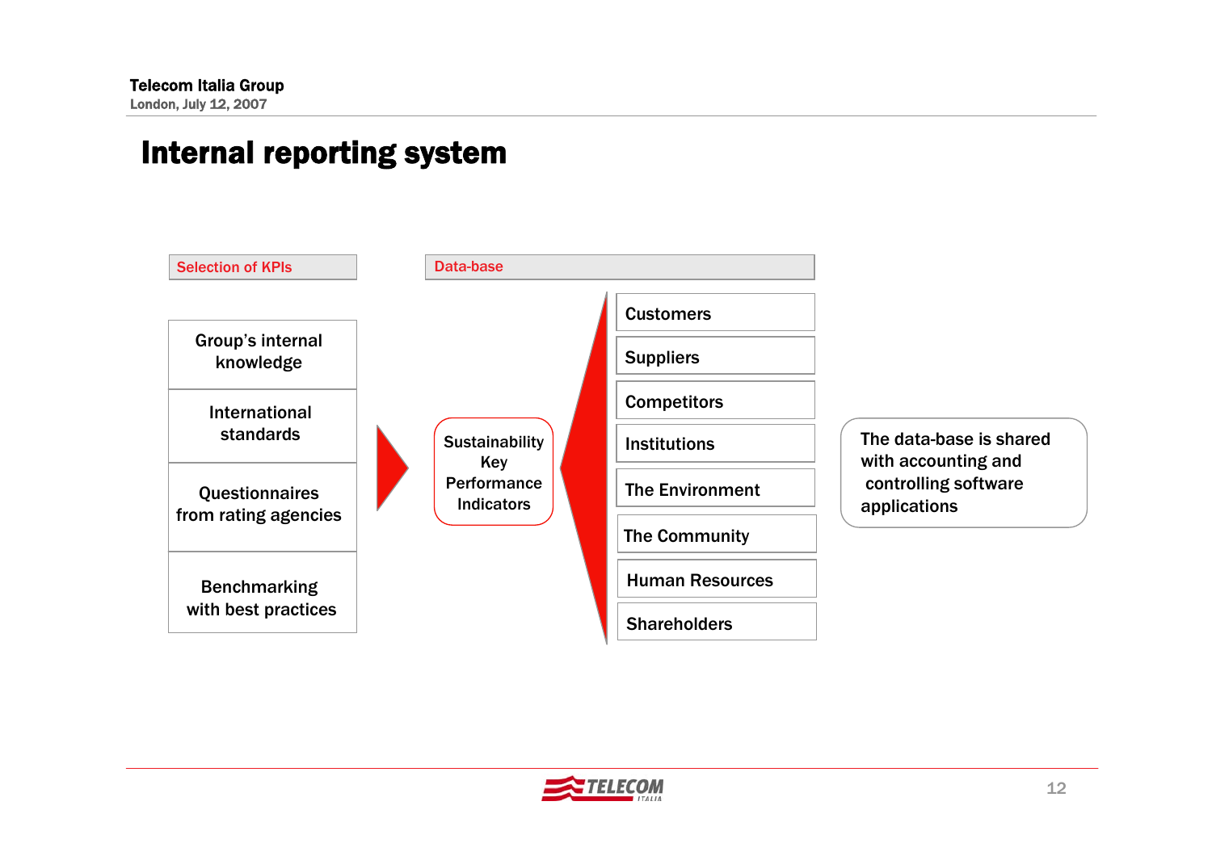# Internal reporting system

**Selection of KPIs**

- Group's internal knowledge
- International standards
- Questionnaires from rating agencies
- Benchmarking with best practices

**Sustainability Key Performance Indicators**

**Data-base**

- Customers
- Suppliers
- Competitors
- Institutions
- The Environment
- The Community
- Human Resources
- Shareholders

The data-base is shared with accounting and controlling software applications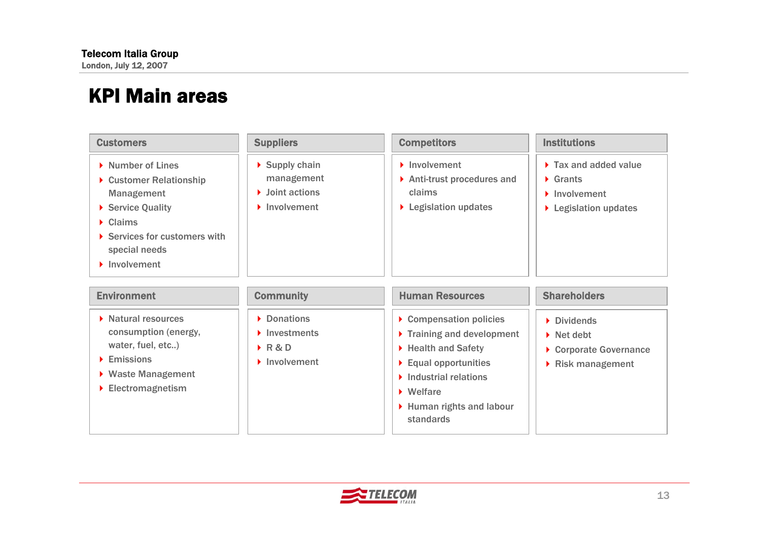# KPI Main areas

### Customers

- Number of Lines
- Customer Relationship Management
- Service Quality
- Claims
- Services for customers with special needs
- Involvement

### Suppliers

- Supply chain management
- Joint actions
- Involvement

### Competitors

- Involvement
- Anti-trust procedures and claims
- Legislation updates

### Institutions

- Tax and added value
- Grants
- Involvement
- Legislation updates

### Environment

- Natural resources consumption (energy, water, fuel, etc..)
- Emissions
- Waste Management
- Electromagnetism

### Community

- Donations
- Investments
- R & D
- Involvement

### Human Resources

- Compensation policies
- Training and development
- Health and Safety
- Equal opportunities
- Industrial relations
- Welfare
- Human rights and labour standards

### Shareholders

- Dividends
- Net debt
- Corporate Governance
- Risk management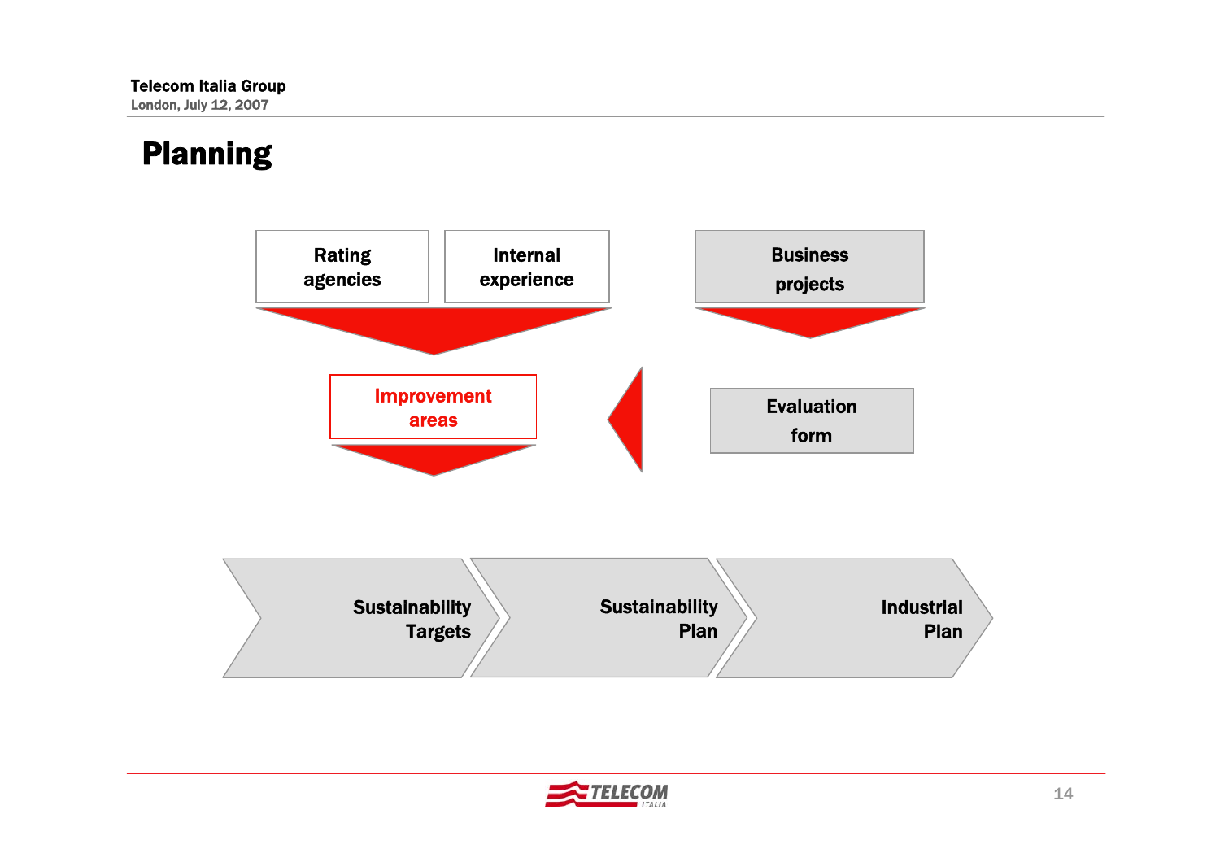# Planning

Rating agencies

Internal experience

Business projects

Improvement areas

Evaluation form

Sustainability Targets

Sustainability Plan

Industrial Plan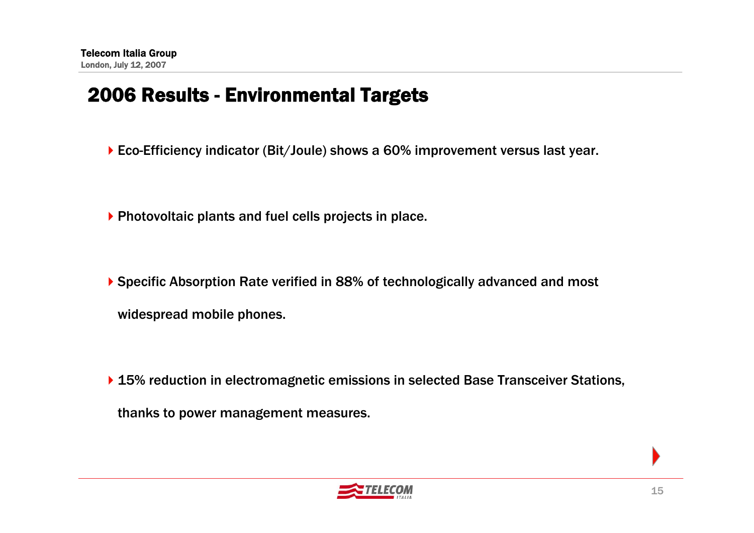# 2006 Results - Environmental Targets

- Eco-Efficiency indicator (Bit/Joule) shows a 60% improvement versus last year.
- Photovoltaic plants and fuel cells projects in place.
- Specific Absorption Rate verified in 88% of technologically advanced and most widespread mobile phones.
- 15% reduction in electromagnetic emissions in selected Base Transceiver Stations, thanks to power management measures.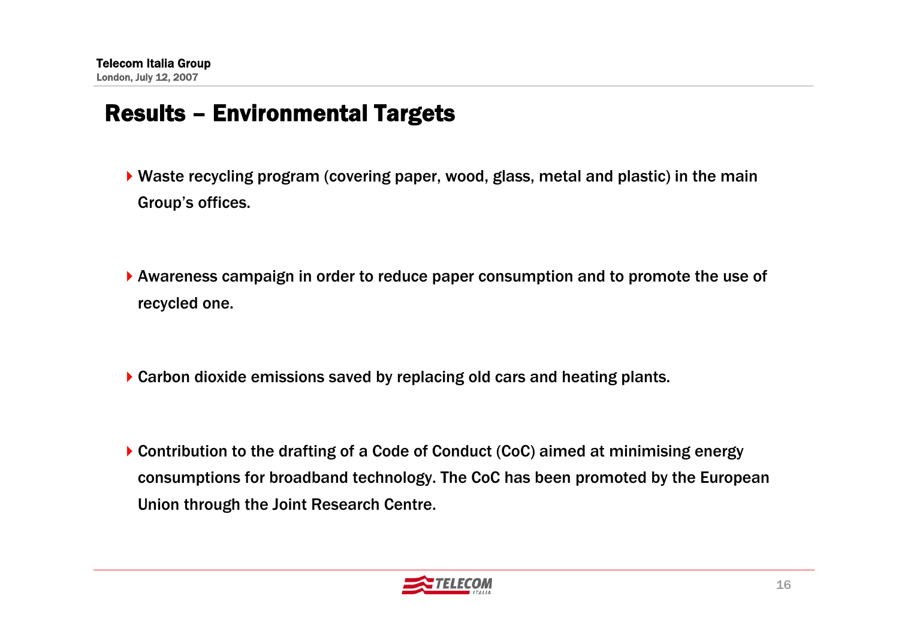# Results – Environmental Targets

- Waste recycling program (covering paper, wood, glass, metal and plastic) in the main Group's offices.
- Awareness campaign in order to reduce paper consumption and to promote the use of recycled one.
- Carbon dioxide emissions saved by replacing old cars and heating plants.
- Contribution to the drafting of a Code of Conduct (CoC) aimed at minimising energy consumptions for broadband technology. The CoC has been promoted by the European Union through the Joint Research Centre.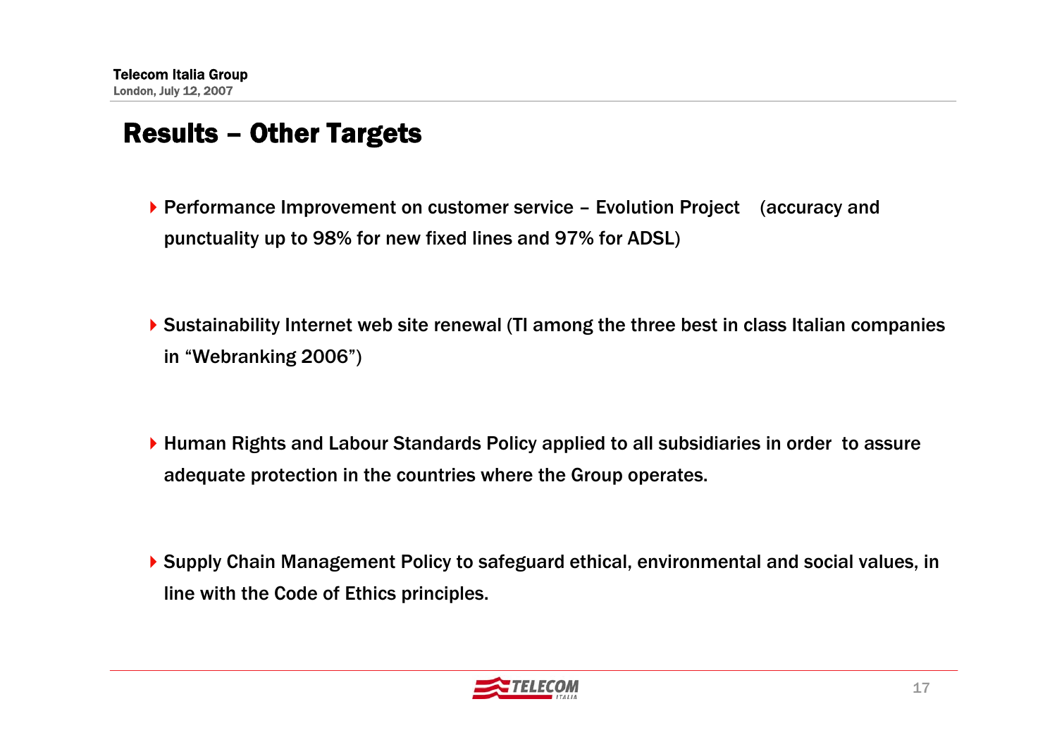# Results – Other Targets

- Performance Improvement on customer service – Evolution Project (accuracy and punctuality up to 98% for new fixed lines and 97% for ADSL)

- Sustainability Internet web site renewal (TI among the three best in class Italian companies in “Webranking 2006”)

- Human Rights and Labour Standards Policy applied to all subsidiaries in order to assure adequate protection in the countries where the Group operates.

- Supply Chain Management Policy to safeguard ethical, environmental and social values, in line with the Code of Ethics principles.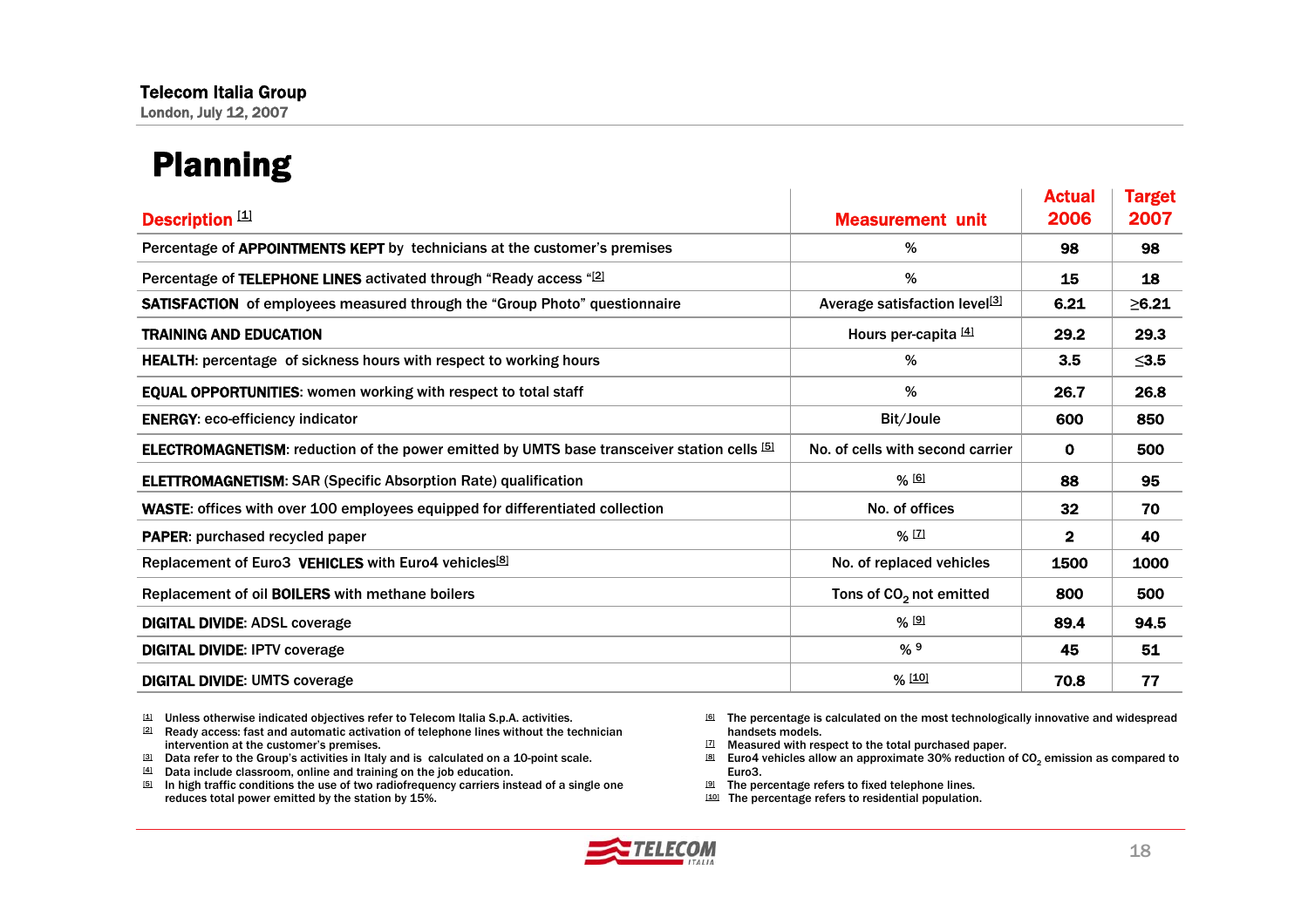# Planning

| Description [1] | Measurement unit | Actual 2006 | Target 2007 |
|---|---|---|---|
| Percentage of **APPOINTMENTS KEPT** by technicians at the customer's premises | % | 98 | 98 |
| Percentage of **TELEPHONE LINES** activated through "Ready access "[2] | % | 15 | 18 |
| **SATISFACTION** of employees measured through the "Group Photo" questionnaire | Average satisfaction level[3] | 6.21 | ≥6.21 |
| **TRAINING AND EDUCATION** | Hours per-capita [4] | 29.2 | 29.3 |
| **HEALTH**: percentage of sickness hours with respect to working hours | % | 3.5 | ≤3.5 |
| **EQUAL OPPORTUNITIES**: women working with respect to total staff | % | 26.7 | 26.8 |
| **ENERGY**: eco-efficiency indicator | Bit/Joule | 600 | 850 |
| **ELECTROMAGNETISM**: reduction of the power emitted by UMTS base transceiver station cells [5] | No. of cells with second carrier | 0 | 500 |
| **ELETTROMAGNETISM**: SAR (Specific Absorption Rate) qualification | % [6] | 88 | 95 |
| **WASTE**: offices with over 100 employees equipped for differentiated collection | No. of offices | 32 | 70 |
| **PAPER**: purchased recycled paper | % [7] | 2 | 40 |
| Replacement of Euro3 **VEHICLES** with Euro4 vehicles[8] | No. of replaced vehicles | 1500 | 1000 |
| Replacement of oil **BOILERS** with methane boilers | Tons of $CO_2$ not emitted | 800 | 500 |
| **DIGITAL DIVIDE**: ADSL coverage | % [9] | 89.4 | 94.5 |
| **DIGITAL DIVIDE**: IPTV coverage | % [9] | 45 | 51 |
| **DIGITAL DIVIDE**: UMTS coverage | % [10] | 70.8 | 77 |

[1] Unless otherwise indicated objectives refer to Telecom Italia S.p.A. activities.
[2] Ready access: fast and automatic activation of telephone lines without the technician intervention at the customer's premises.
[3] Data refer to the Group's activities in Italy and is calculated on a 10-point scale.
[4] Data include classroom, online and training on the job education.
[5] In high traffic conditions the use of two radiofrequency carriers instead of a single one reduces total power emitted by the station by 15%.
[6] The percentage is calculated on the most technologically innovative and widespread handsets models.
[7] Measured with respect to the total purchased paper.
[8] Euro4 vehicles allow an approximate 30% reduction of $CO_2$ emission as compared to Euro3.
[9] The percentage refers to fixed telephone lines.
[10] The percentage refers to residential population.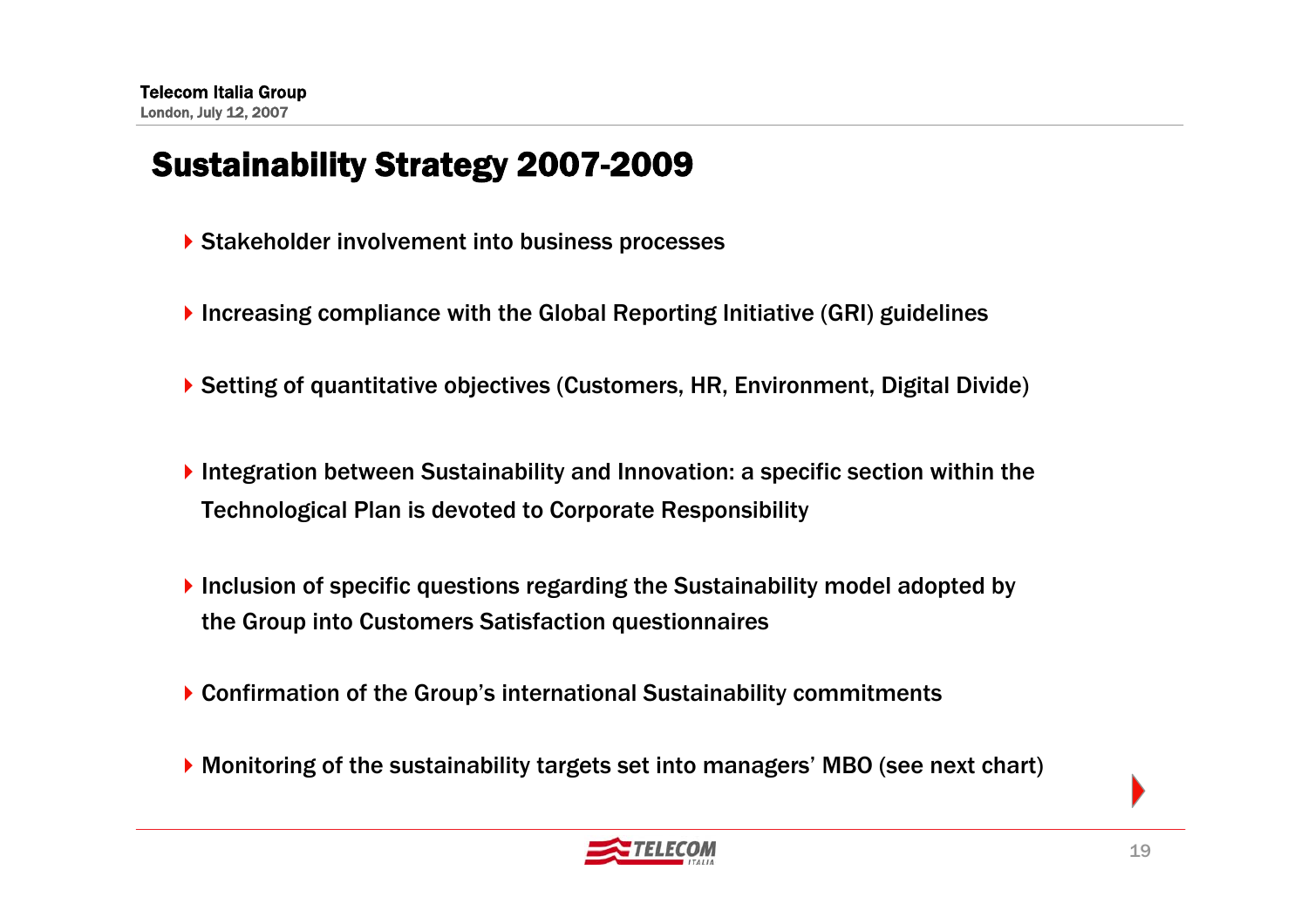# Sustainability Strategy 2007-2009

- Stakeholder involvement into business processes
- Increasing compliance with the Global Reporting Initiative (GRI) guidelines
- Setting of quantitative objectives (Customers, HR, Environment, Digital Divide)
- Integration between Sustainability and Innovation: a specific section within the Technological Plan is devoted to Corporate Responsibility
- Inclusion of specific questions regarding the Sustainability model adopted by the Group into Customers Satisfaction questionnaires
- Confirmation of the Group's international Sustainability commitments
- Monitoring of the sustainability targets set into managers' MBO (see next chart)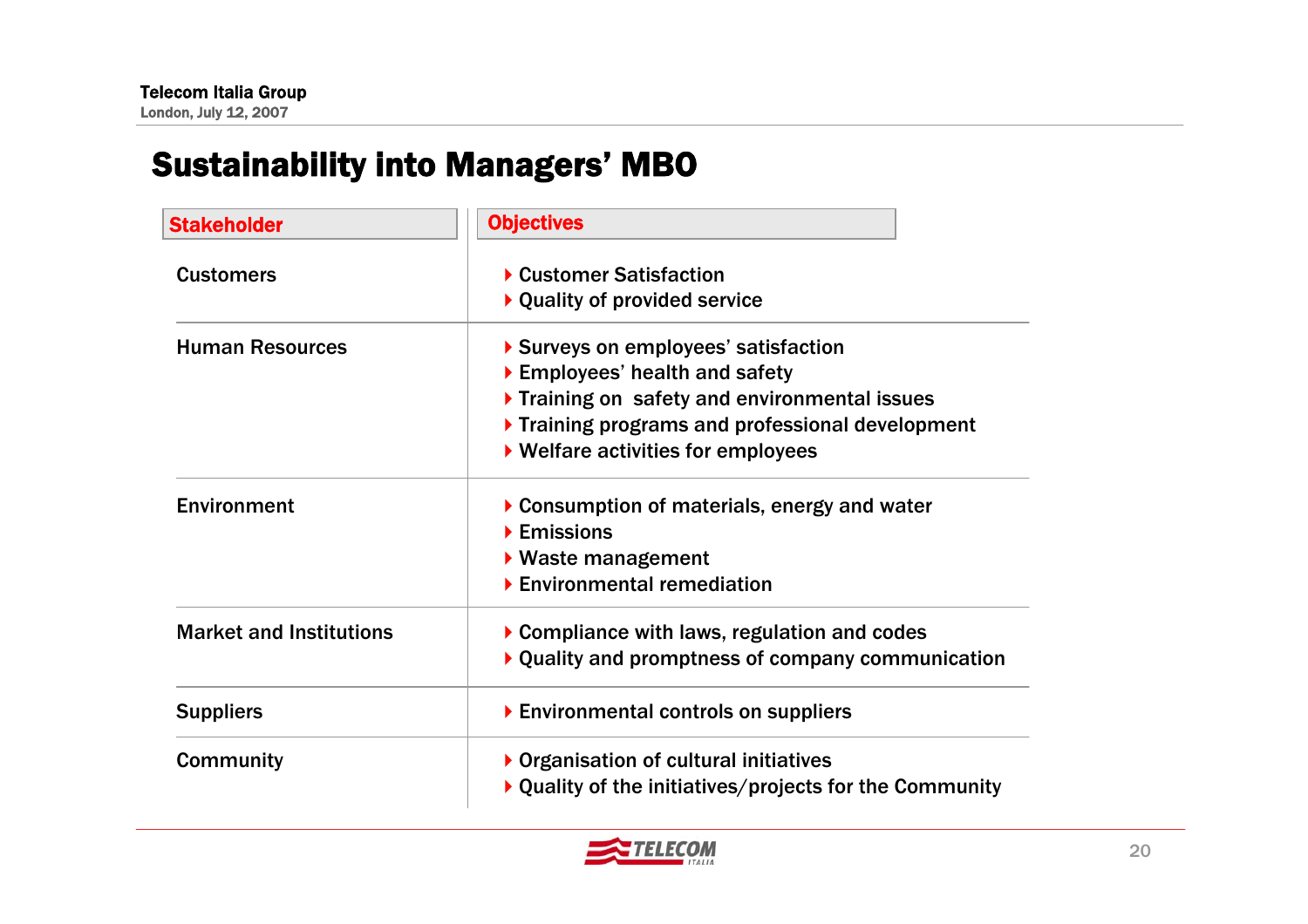# Sustainability into Managers' MBO

| Stakeholder | Objectives |
|---|---|
| Customers | ▸ Customer Satisfaction<br>▸ Quality of provided service |
| Human Resources | ▸ Surveys on employees' satisfaction<br>▸ Employees' health and safety<br>▸ Training on safety and environmental issues<br>▸ Training programs and professional development<br>▸ Welfare activities for employees |
| Environment | ▸ Consumption of materials, energy and water<br>▸ Emissions<br>▸ Waste management<br>▸ Environmental remediation |
| Market and Institutions | ▸ Compliance with laws, regulation and codes<br>▸ Quality and promptness of company communication |
| Suppliers | ▸ Environmental controls on suppliers |
| Community | ▸ Organisation of cultural initiatives<br>▸ Quality of the initiatives/projects for the Community |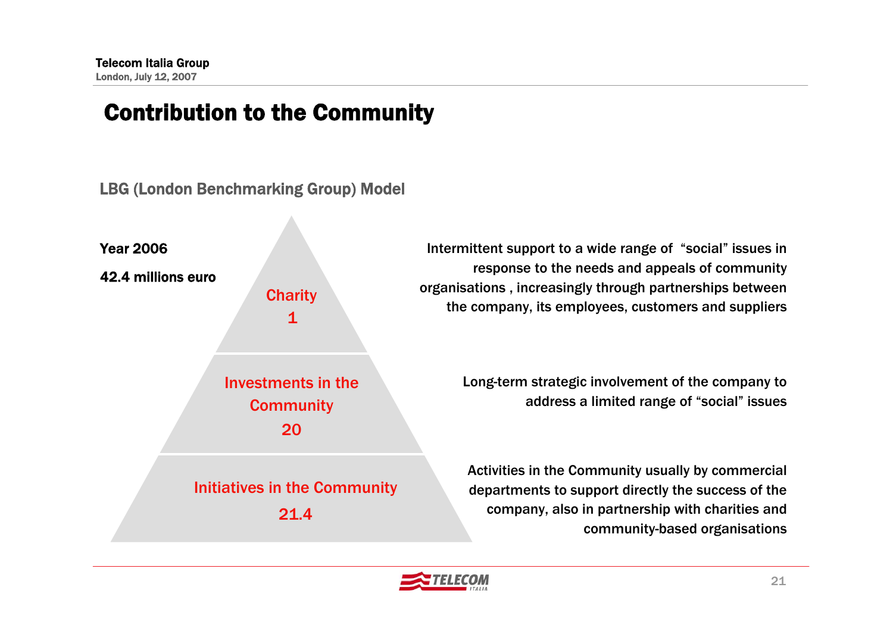# Contribution to the Community

## LBG (London Benchmarking Group) Model

**Year 2006**

**42.4 millions euro**

| Level | Amount | Description |
| --- | --- | --- |
| Charity | 1 | Intermittent support to a wide range of "social" issues in response to the needs and appeals of community organisations , increasingly through partnerships between the company, its employees, customers and suppliers |
| Investments in the Community | 20 | Long-term strategic involvement of the company to address a limited range of "social" issues |
| Initiatives in the Community | 21.4 | Activities in the Community usually by commercial departments to support directly the success of the company, also in partnership with charities and community-based organisations |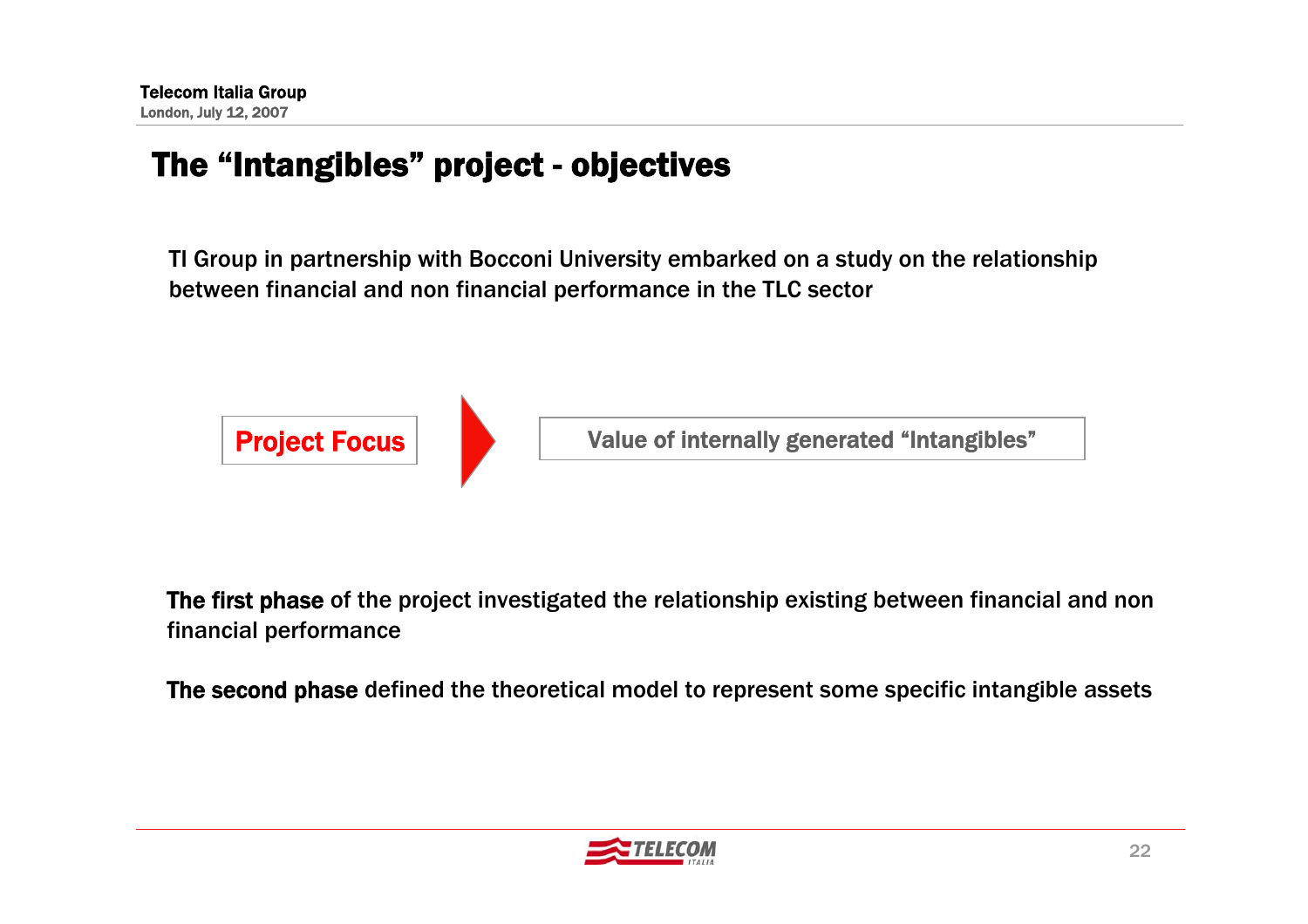# The "Intangibles" project - objectives

TI Group in partnership with Bocconi University embarked on a study on the relationship between financial and non financial performance in the TLC sector

**Project Focus** → Value of internally generated "Intangibles"

**The first phase** of the project investigated the relationship existing between financial and non financial performance

**The second phase** defined the theoretical model to represent some specific intangible assets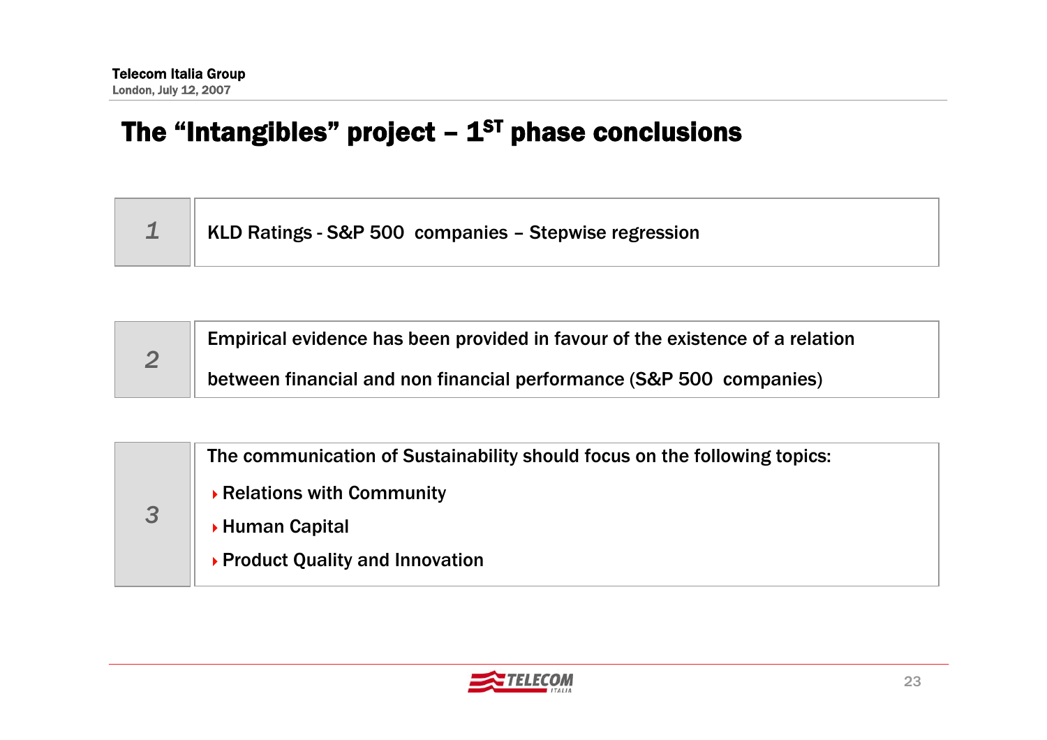# The "Intangibles" project – 1ST phase conclusions

**1** KLD Ratings - S&P 500 companies – Stepwise regression

**2** Empirical evidence has been provided in favour of the existence of a relation between financial and non financial performance (S&P 500 companies)

**3** The communication of Sustainability should focus on the following topics:

- Relations with Community
- Human Capital
- Product Quality and Innovation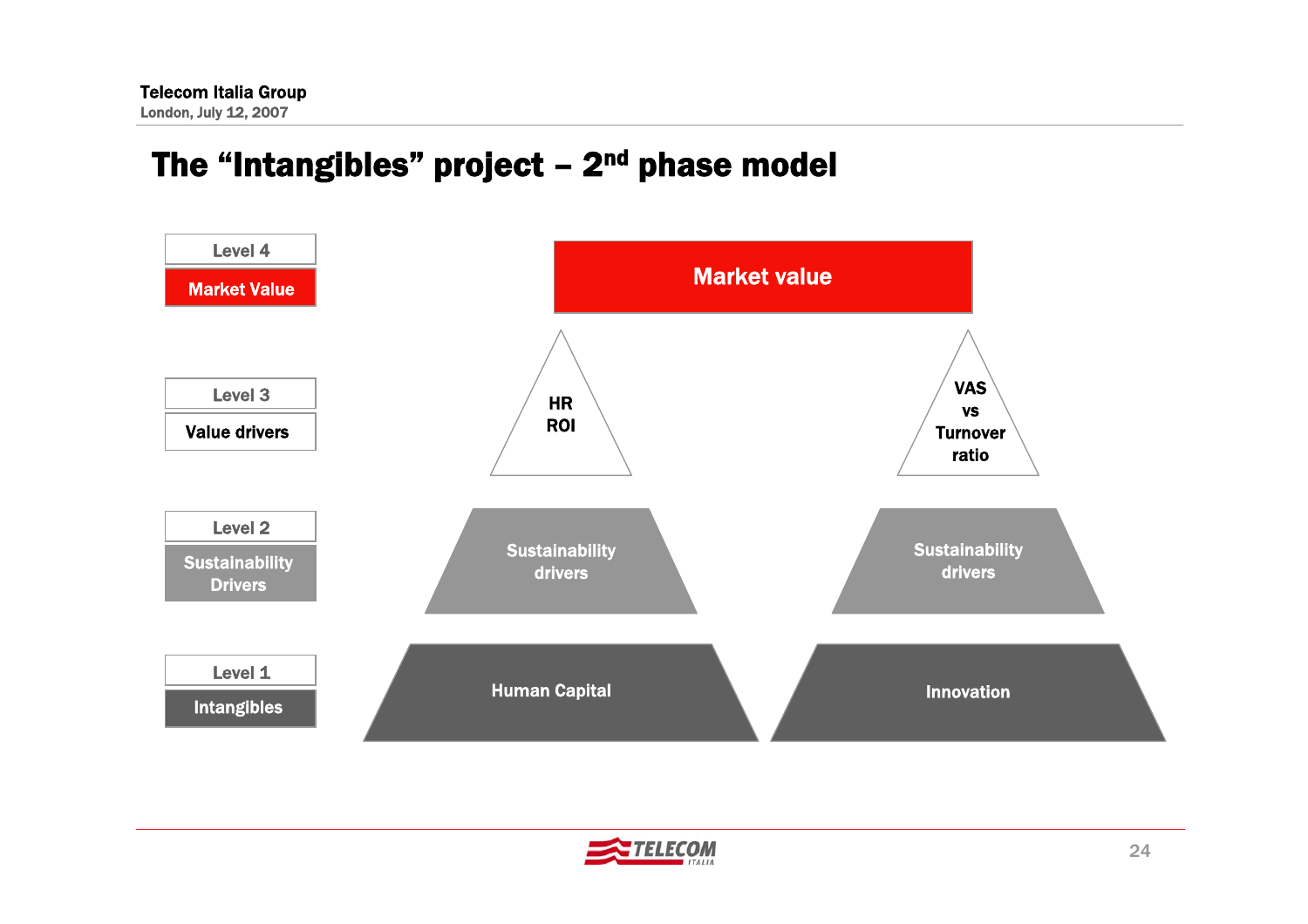# The "Intangibles" project – 2nd phase model

| Level | | Left pillar | Right pillar |
|---|---|---|---|
| Level 4 | Market Value | Market value | Market value |
| Level 3 | Value drivers | HR ROI | VAS vs Turnover ratio |
| Level 2 | Sustainability Drivers | Sustainability drivers | Sustainability drivers |
| Level 1 | Intangibles | Human Capital | Innovation |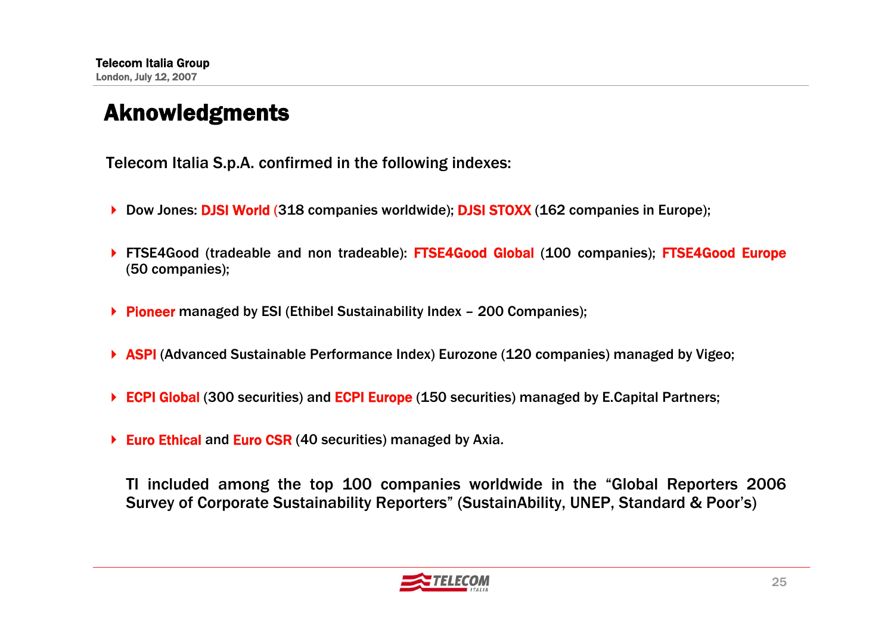# Aknowledgments

Telecom Italia S.p.A. confirmed in the following indexes:

- Dow Jones: **DJSI World** (318 companies worldwide); **DJSI STOXX** (162 companies in Europe);
- FTSE4Good (tradeable and non tradeable): **FTSE4Good Global** (100 companies); **FTSE4Good Europe** (50 companies);
- **Pioneer** managed by ESI (Ethibel Sustainability Index – 200 Companies);
- **ASPI** (Advanced Sustainable Performance Index) Eurozone (120 companies) managed by Vigeo;
- **ECPI Global** (300 securities) and **ECPI Europe** (150 securities) managed by E.Capital Partners;
- **Euro Ethical** and **Euro CSR** (40 securities) managed by Axia.

TI included among the top 100 companies worldwide in the "Global Reporters 2006 Survey of Corporate Sustainability Reporters" (SustainAbility, UNEP, Standard & Poor's)